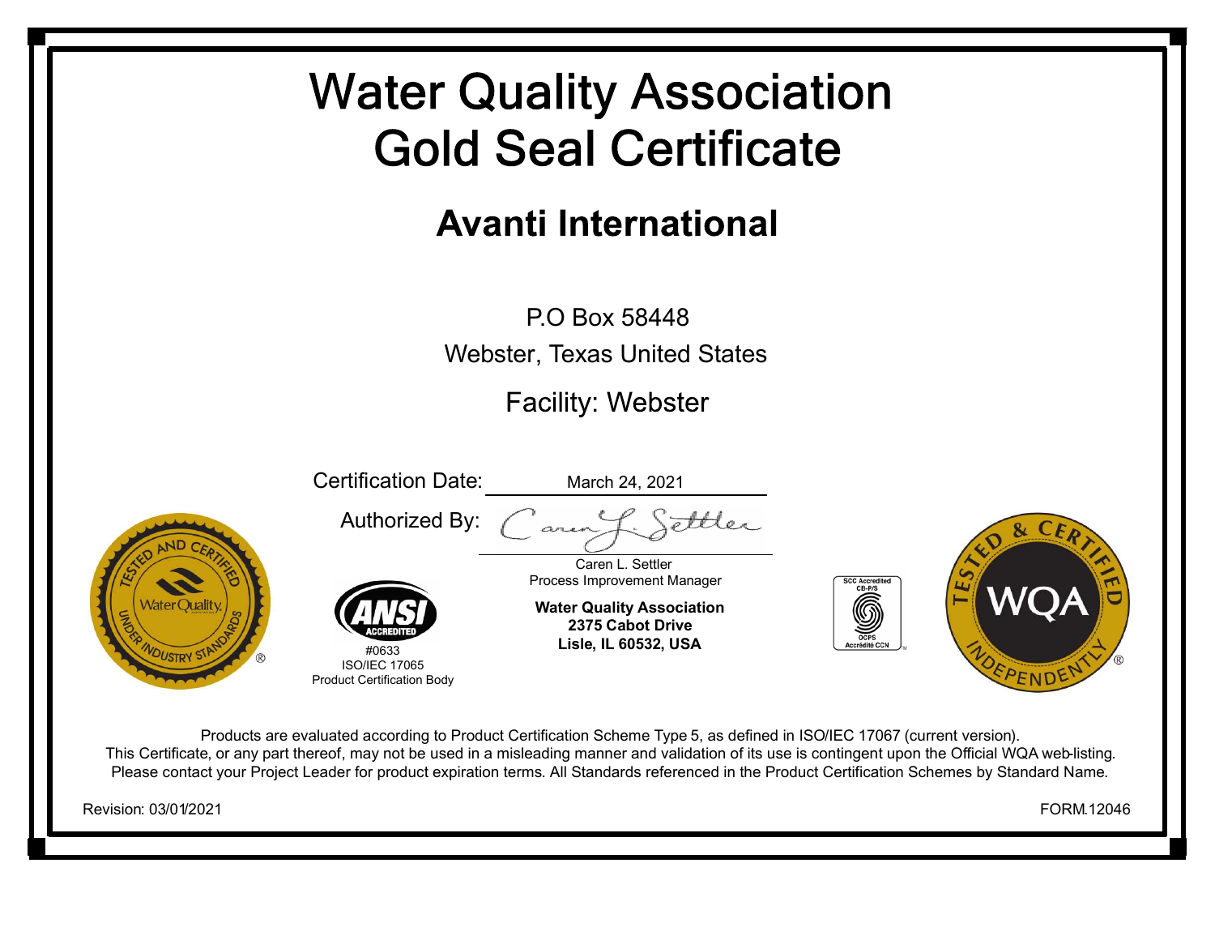# Water Quality Association Gold Seal Certificate

## Avanti International

P.O Box 58448

Webster, Texas United States

Facility: Webster

Certification Date: March 24, 2021

Authorized By:

Caren L. Settler
Process Improvement Manager

**Water Quality Association**
**2375 Cabot Drive**
**Lisle, IL 60532, USA**

ANSI ACCREDITED
#0633
ISO/IEC 17065
Product Certification Body

SCC Accredited CB-P/S
OCPS Accrédité CCN

TESTED AND CERTIFIED UNDER INDUSTRY STANDARDS — Water Quality

TESTED & CERTIFIED INDEPENDENTLY — WQA

Products are evaluated according to Product Certification Scheme Type 5, as defined in ISO/IEC 17067 (current version).
This Certificate, or any part thereof, may not be used in a misleading manner and validation of its use is contingent upon the Official WQA web-listing.
Please contact your Project Leader for product expiration terms. All Standards referenced in the Product Certification Schemes by Standard Name.

Revision: 03/01/2021

FORM.12046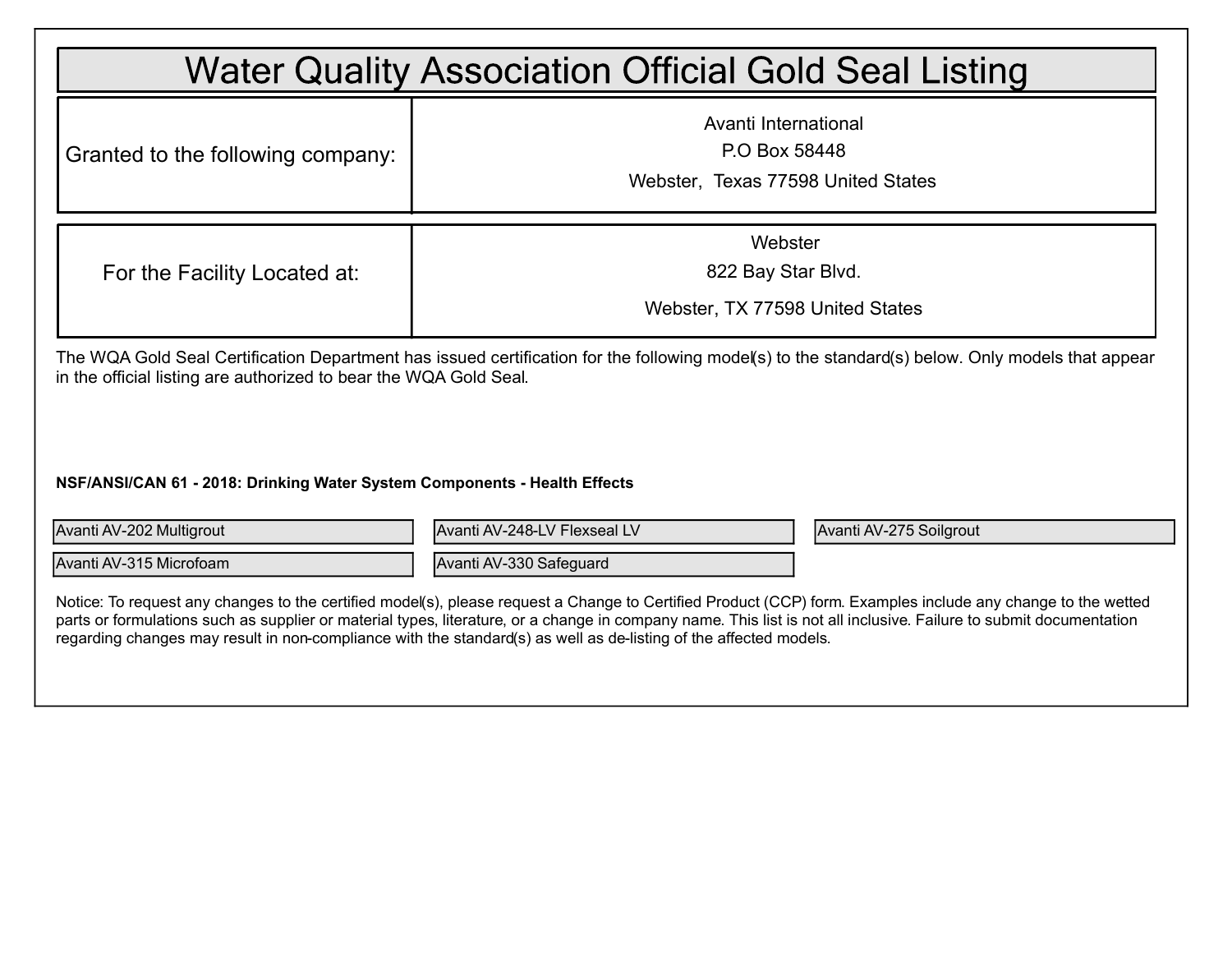# Water Quality Association Official Gold Seal Listing

| | |
|---|---|
| Granted to the following company: | Avanti International<br>P.O Box 58448<br>Webster, Texas 77598 United States |

| | |
|---|---|
| For the Facility Located at: | Webster<br>822 Bay Star Blvd.<br>Webster, TX 77598 United States |

The WQA Gold Seal Certification Department has issued certification for the following model(s) to the standard(s) below. Only models that appear in the official listing are authorized to bear the WQA Gold Seal.

**NSF/ANSI/CAN 61 - 2018: Drinking Water System Components - Health Effects**

| | | |
|---|---|---|
| Avanti AV-202 Multigrout | Avanti AV-248-LV Flexseal LV | Avanti AV-275 Soilgrout |
| Avanti AV-315 Microfoam | Avanti AV-330 Safeguard | |

Notice: To request any changes to the certified model(s), please request a Change to Certified Product (CCP) form. Examples include any change to the wetted parts or formulations such as supplier or material types, literature, or a change in company name. This list is not all inclusive. Failure to submit documentation regarding changes may result in non-compliance with the standard(s) as well as de-listing of the affected models.